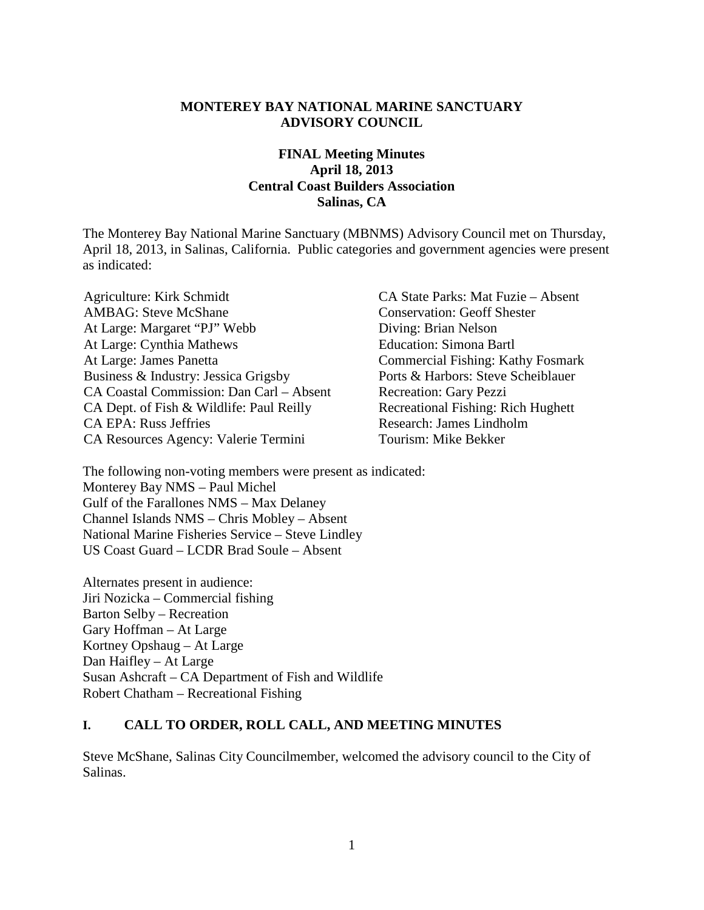**MONTEREY BAY NATIONAL MARINE SANCTUARY**
**ADVISORY COUNCIL**

**FINAL Meeting Minutes**
**April 18, 2013**
**Central Coast Builders Association**
**Salinas, CA**

The Monterey Bay National Marine Sanctuary (MBNMS) Advisory Council met on Thursday, April 18, 2013, in Salinas, California. Public categories and government agencies were present as indicated:

Agriculture: Kirk Schmidt
AMBAG: Steve McShane
At Large: Margaret "PJ" Webb
At Large: Cynthia Mathews
At Large: James Panetta
Business & Industry: Jessica Grigsby
CA Coastal Commission: Dan Carl – Absent
CA Dept. of Fish & Wildlife: Paul Reilly
CA EPA: Russ Jeffries
CA Resources Agency: Valerie Termini
CA State Parks: Mat Fuzie – Absent
Conservation: Geoff Shester
Diving: Brian Nelson
Education: Simona Bartl
Commercial Fishing: Kathy Fosmark
Ports & Harbors: Steve Scheiblauer
Recreation: Gary Pezzi
Recreational Fishing: Rich Hughett
Research: James Lindholm
Tourism: Mike Bekker

The following non-voting members were present as indicated:
Monterey Bay NMS – Paul Michel
Gulf of the Farallones NMS – Max Delaney
Channel Islands NMS – Chris Mobley – Absent
National Marine Fisheries Service – Steve Lindley
US Coast Guard – LCDR Brad Soule – Absent

Alternates present in audience:
Jiri Nozicka – Commercial fishing
Barton Selby – Recreation
Gary Hoffman – At Large
Kortney Opshaug – At Large
Dan Haifley – At Large
Susan Ashcraft – CA Department of Fish and Wildlife
Robert Chatham – Recreational Fishing

## I. CALL TO ORDER, ROLL CALL, AND MEETING MINUTES

Steve McShane, Salinas City Councilmember, welcomed the advisory council to the City of Salinas.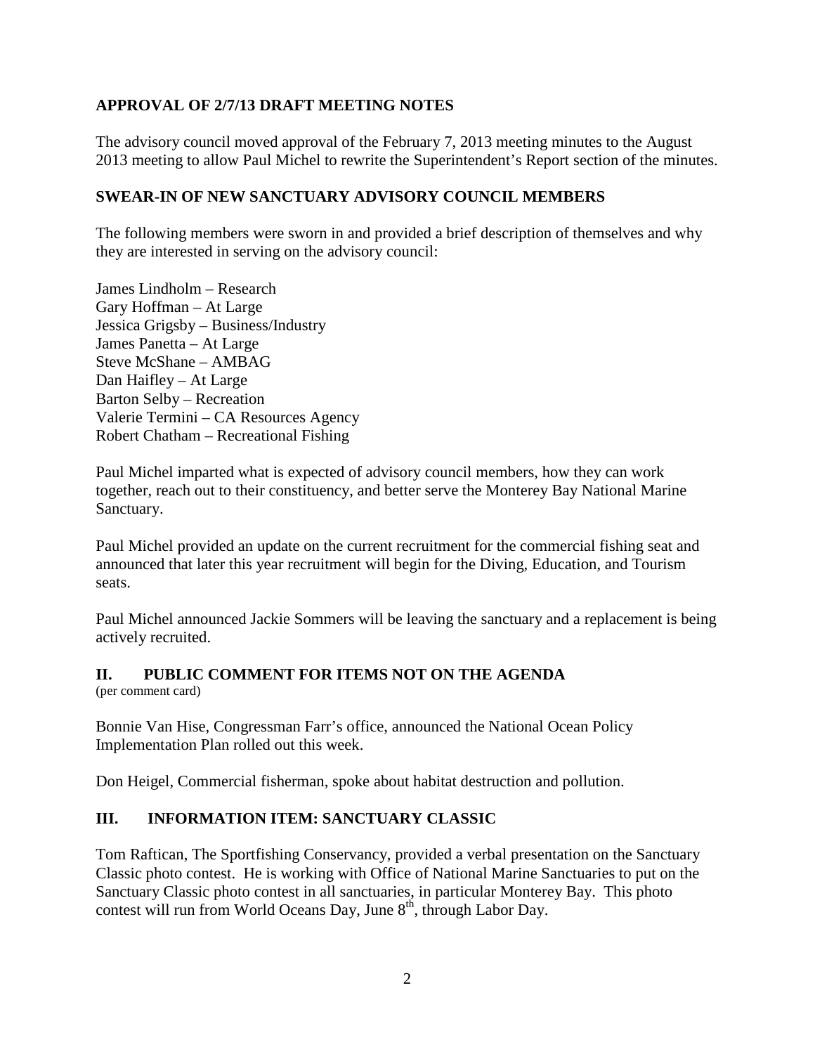## APPROVAL OF 2/7/13 DRAFT MEETING NOTES

The advisory council moved approval of the February 7, 2013 meeting minutes to the August 2013 meeting to allow Paul Michel to rewrite the Superintendent's Report section of the minutes.

## SWEAR-IN OF NEW SANCTUARY ADVISORY COUNCIL MEMBERS

The following members were sworn in and provided a brief description of themselves and why they are interested in serving on the advisory council:

James Lindholm – Research
Gary Hoffman – At Large
Jessica Grigsby – Business/Industry
James Panetta – At Large
Steve McShane – AMBAG
Dan Haifley – At Large
Barton Selby – Recreation
Valerie Termini – CA Resources Agency
Robert Chatham – Recreational Fishing

Paul Michel imparted what is expected of advisory council members, how they can work together, reach out to their constituency, and better serve the Monterey Bay National Marine Sanctuary.

Paul Michel provided an update on the current recruitment for the commercial fishing seat and announced that later this year recruitment will begin for the Diving, Education, and Tourism seats.

Paul Michel announced Jackie Sommers will be leaving the sanctuary and a replacement is being actively recruited.

## II. PUBLIC COMMENT FOR ITEMS NOT ON THE AGENDA

(per comment card)

Bonnie Van Hise, Congressman Farr's office, announced the National Ocean Policy Implementation Plan rolled out this week.

Don Heigel, Commercial fisherman, spoke about habitat destruction and pollution.

## III. INFORMATION ITEM: SANCTUARY CLASSIC

Tom Raftican, The Sportfishing Conservancy, provided a verbal presentation on the Sanctuary Classic photo contest. He is working with Office of National Marine Sanctuaries to put on the Sanctuary Classic photo contest in all sanctuaries, in particular Monterey Bay. This photo contest will run from World Oceans Day, June 8th, through Labor Day.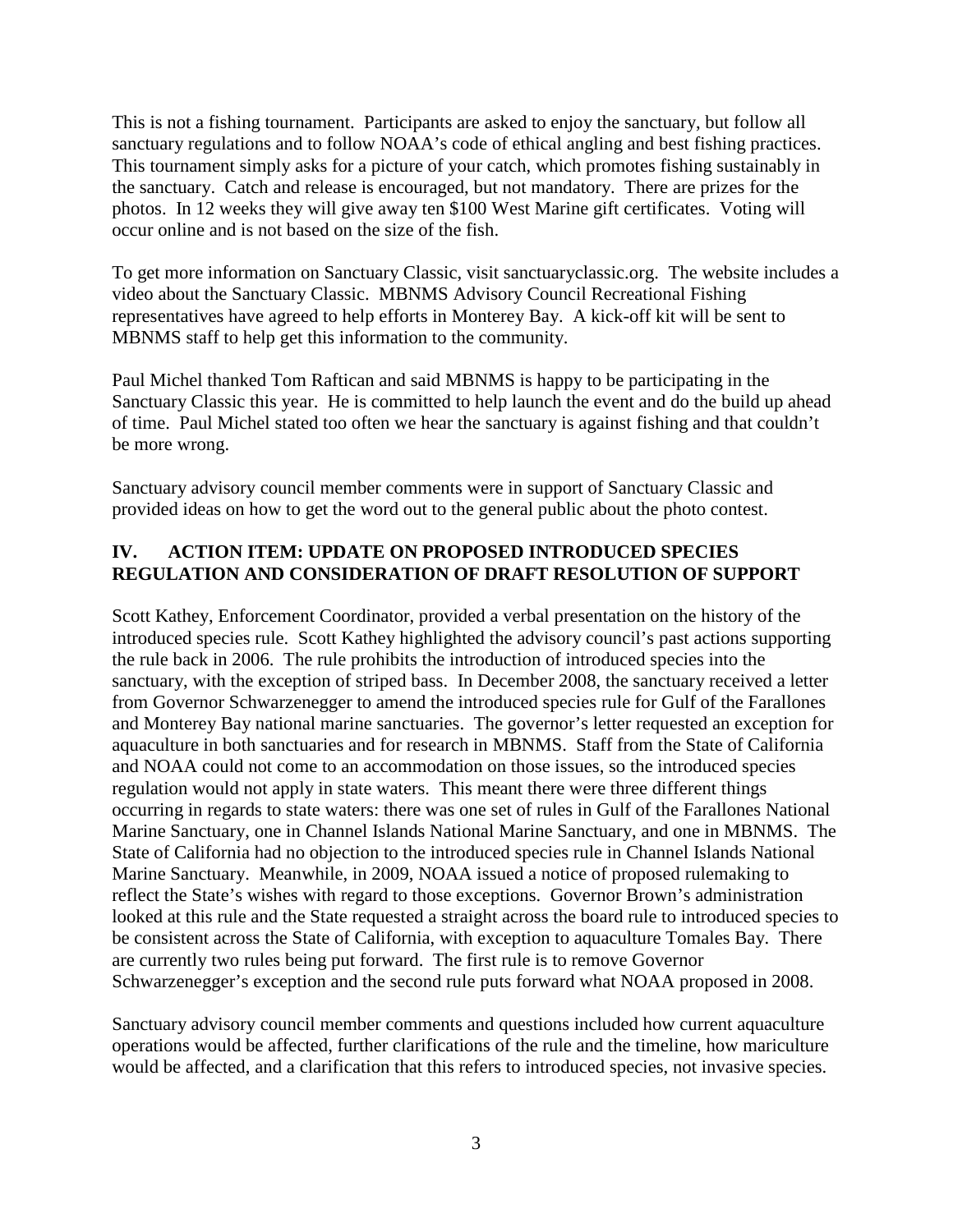This is not a fishing tournament. Participants are asked to enjoy the sanctuary, but follow all sanctuary regulations and to follow NOAA's code of ethical angling and best fishing practices. This tournament simply asks for a picture of your catch, which promotes fishing sustainably in the sanctuary. Catch and release is encouraged, but not mandatory. There are prizes for the photos. In 12 weeks they will give away ten $100 West Marine gift certificates. Voting will occur online and is not based on the size of the fish.

To get more information on Sanctuary Classic, visit sanctuaryclassic.org. The website includes a video about the Sanctuary Classic. MBNMS Advisory Council Recreational Fishing representatives have agreed to help efforts in Monterey Bay. A kick-off kit will be sent to MBNMS staff to help get this information to the community.

Paul Michel thanked Tom Raftican and said MBNMS is happy to be participating in the Sanctuary Classic this year. He is committed to help launch the event and do the build up ahead of time. Paul Michel stated too often we hear the sanctuary is against fishing and that couldn't be more wrong.

Sanctuary advisory council member comments were in support of Sanctuary Classic and provided ideas on how to get the word out to the general public about the photo contest.

## IV. ACTION ITEM: UPDATE ON PROPOSED INTRODUCED SPECIES REGULATION AND CONSIDERATION OF DRAFT RESOLUTION OF SUPPORT

Scott Kathey, Enforcement Coordinator, provided a verbal presentation on the history of the introduced species rule. Scott Kathey highlighted the advisory council's past actions supporting the rule back in 2006. The rule prohibits the introduction of introduced species into the sanctuary, with the exception of striped bass. In December 2008, the sanctuary received a letter from Governor Schwarzenegger to amend the introduced species rule for Gulf of the Farallones and Monterey Bay national marine sanctuaries. The governor's letter requested an exception for aquaculture in both sanctuaries and for research in MBNMS. Staff from the State of California and NOAA could not come to an accommodation on those issues, so the introduced species regulation would not apply in state waters. This meant there were three different things occurring in regards to state waters: there was one set of rules in Gulf of the Farallones National Marine Sanctuary, one in Channel Islands National Marine Sanctuary, and one in MBNMS. The State of California had no objection to the introduced species rule in Channel Islands National Marine Sanctuary. Meanwhile, in 2009, NOAA issued a notice of proposed rulemaking to reflect the State's wishes with regard to those exceptions. Governor Brown's administration looked at this rule and the State requested a straight across the board rule to introduced species to be consistent across the State of California, with exception to aquaculture Tomales Bay. There are currently two rules being put forward. The first rule is to remove Governor Schwarzenegger's exception and the second rule puts forward what NOAA proposed in 2008.

Sanctuary advisory council member comments and questions included how current aquaculture operations would be affected, further clarifications of the rule and the timeline, how mariculture would be affected, and a clarification that this refers to introduced species, not invasive species.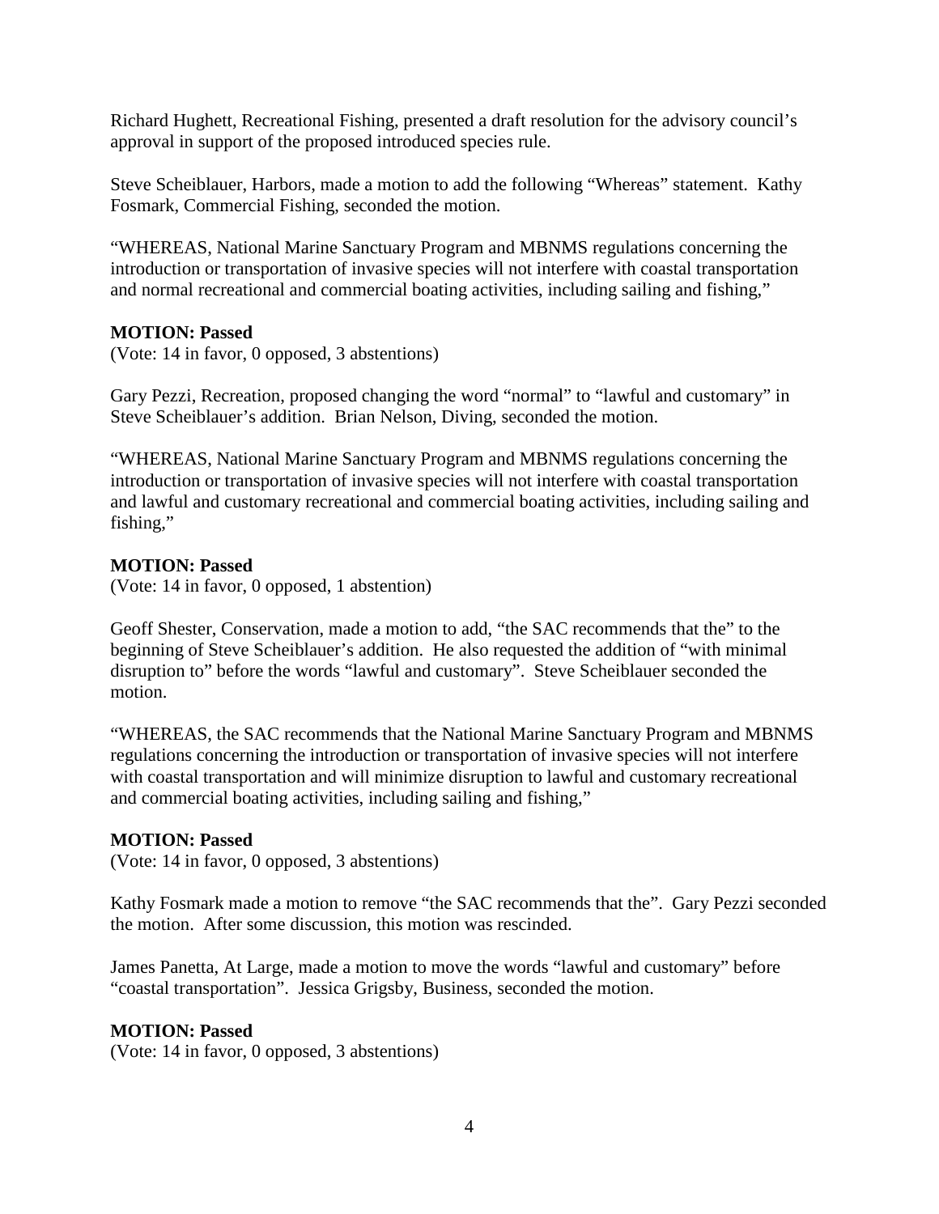Richard Hughett, Recreational Fishing, presented a draft resolution for the advisory council's approval in support of the proposed introduced species rule.

Steve Scheiblauer, Harbors, made a motion to add the following "Whereas" statement. Kathy Fosmark, Commercial Fishing, seconded the motion.

"WHEREAS, National Marine Sanctuary Program and MBNMS regulations concerning the introduction or transportation of invasive species will not interfere with coastal transportation and normal recreational and commercial boating activities, including sailing and fishing,"

**MOTION: Passed**
(Vote: 14 in favor, 0 opposed, 3 abstentions)

Gary Pezzi, Recreation, proposed changing the word "normal" to "lawful and customary" in Steve Scheiblauer's addition. Brian Nelson, Diving, seconded the motion.

"WHEREAS, National Marine Sanctuary Program and MBNMS regulations concerning the introduction or transportation of invasive species will not interfere with coastal transportation and lawful and customary recreational and commercial boating activities, including sailing and fishing,"

**MOTION: Passed**
(Vote: 14 in favor, 0 opposed, 1 abstention)

Geoff Shester, Conservation, made a motion to add, "the SAC recommends that the" to the beginning of Steve Scheiblauer's addition. He also requested the addition of "with minimal disruption to" before the words "lawful and customary". Steve Scheiblauer seconded the motion.

"WHEREAS, the SAC recommends that the National Marine Sanctuary Program and MBNMS regulations concerning the introduction or transportation of invasive species will not interfere with coastal transportation and will minimize disruption to lawful and customary recreational and commercial boating activities, including sailing and fishing,"

**MOTION: Passed**
(Vote: 14 in favor, 0 opposed, 3 abstentions)

Kathy Fosmark made a motion to remove "the SAC recommends that the". Gary Pezzi seconded the motion. After some discussion, this motion was rescinded.

James Panetta, At Large, made a motion to move the words "lawful and customary" before "coastal transportation". Jessica Grigsby, Business, seconded the motion.

**MOTION: Passed**
(Vote: 14 in favor, 0 opposed, 3 abstentions)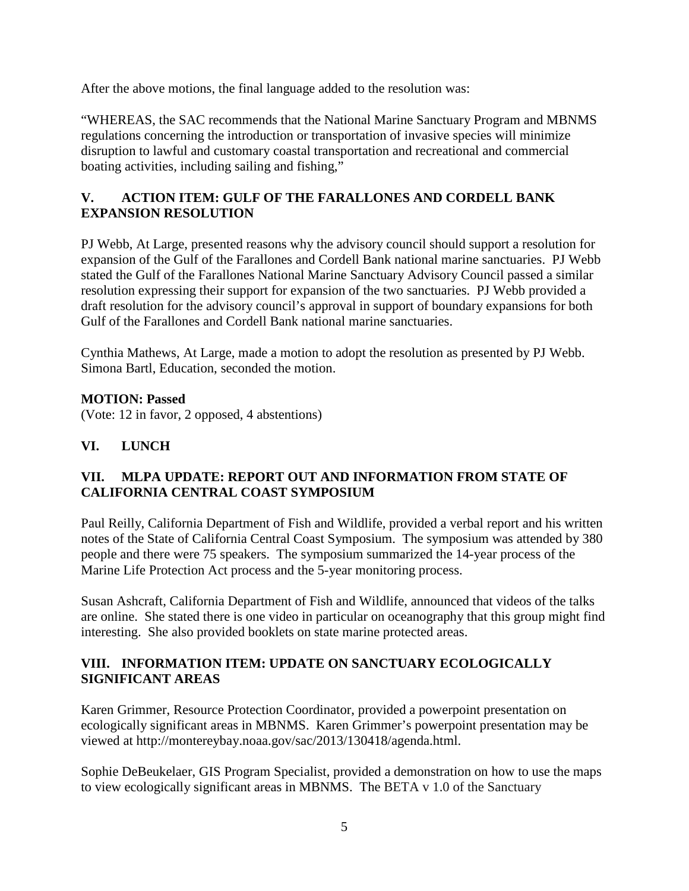After the above motions, the final language added to the resolution was:

"WHEREAS, the SAC recommends that the National Marine Sanctuary Program and MBNMS regulations concerning the introduction or transportation of invasive species will minimize disruption to lawful and customary coastal transportation and recreational and commercial boating activities, including sailing and fishing,"

## V. ACTION ITEM: GULF OF THE FARALLONES AND CORDELL BANK EXPANSION RESOLUTION

PJ Webb, At Large, presented reasons why the advisory council should support a resolution for expansion of the Gulf of the Farallones and Cordell Bank national marine sanctuaries. PJ Webb stated the Gulf of the Farallones National Marine Sanctuary Advisory Council passed a similar resolution expressing their support for expansion of the two sanctuaries. PJ Webb provided a draft resolution for the advisory council's approval in support of boundary expansions for both Gulf of the Farallones and Cordell Bank national marine sanctuaries.

Cynthia Mathews, At Large, made a motion to adopt the resolution as presented by PJ Webb. Simona Bartl, Education, seconded the motion.

**MOTION: Passed**
(Vote: 12 in favor, 2 opposed, 4 abstentions)

## VI. LUNCH

## VII. MLPA UPDATE: REPORT OUT AND INFORMATION FROM STATE OF CALIFORNIA CENTRAL COAST SYMPOSIUM

Paul Reilly, California Department of Fish and Wildlife, provided a verbal report and his written notes of the State of California Central Coast Symposium. The symposium was attended by 380 people and there were 75 speakers. The symposium summarized the 14-year process of the Marine Life Protection Act process and the 5-year monitoring process.

Susan Ashcraft, California Department of Fish and Wildlife, announced that videos of the talks are online. She stated there is one video in particular on oceanography that this group might find interesting. She also provided booklets on state marine protected areas.

## VIII. INFORMATION ITEM: UPDATE ON SANCTUARY ECOLOGICALLY SIGNIFICANT AREAS

Karen Grimmer, Resource Protection Coordinator, provided a powerpoint presentation on ecologically significant areas in MBNMS. Karen Grimmer's powerpoint presentation may be viewed at http://montereybay.noaa.gov/sac/2013/130418/agenda.html.

Sophie DeBeukelaer, GIS Program Specialist, provided a demonstration on how to use the maps to view ecologically significant areas in MBNMS. The BETA v 1.0 of the Sanctuary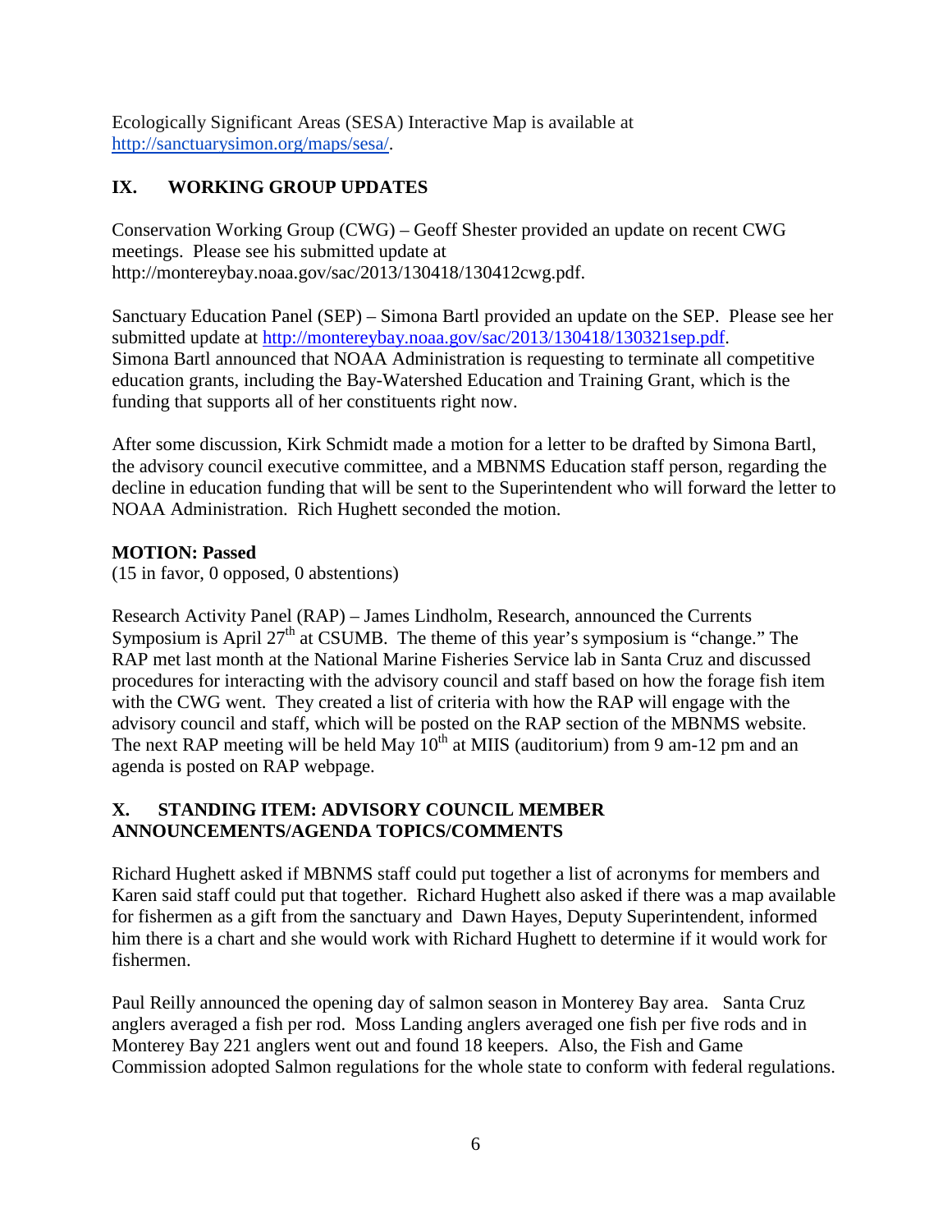Ecologically Significant Areas (SESA) Interactive Map is available at http://sanctuarysimon.org/maps/sesa/.

## IX. WORKING GROUP UPDATES

Conservation Working Group (CWG) – Geoff Shester provided an update on recent CWG meetings. Please see his submitted update at http://montereybay.noaa.gov/sac/2013/130418/130412cwg.pdf.

Sanctuary Education Panel (SEP) – Simona Bartl provided an update on the SEP. Please see her submitted update at http://montereybay.noaa.gov/sac/2013/130418/130321sep.pdf. Simona Bartl announced that NOAA Administration is requesting to terminate all competitive education grants, including the Bay-Watershed Education and Training Grant, which is the funding that supports all of her constituents right now.

After some discussion, Kirk Schmidt made a motion for a letter to be drafted by Simona Bartl, the advisory council executive committee, and a MBNMS Education staff person, regarding the decline in education funding that will be sent to the Superintendent who will forward the letter to NOAA Administration. Rich Hughett seconded the motion.

**MOTION: Passed**
(15 in favor, 0 opposed, 0 abstentions)

Research Activity Panel (RAP) – James Lindholm, Research, announced the Currents Symposium is April 27th at CSUMB. The theme of this year's symposium is "change." The RAP met last month at the National Marine Fisheries Service lab in Santa Cruz and discussed procedures for interacting with the advisory council and staff based on how the forage fish item with the CWG went. They created a list of criteria with how the RAP will engage with the advisory council and staff, which will be posted on the RAP section of the MBNMS website. The next RAP meeting will be held May 10th at MIIS (auditorium) from 9 am-12 pm and an agenda is posted on RAP webpage.

## X. STANDING ITEM: ADVISORY COUNCIL MEMBER ANNOUNCEMENTS/AGENDA TOPICS/COMMENTS

Richard Hughett asked if MBNMS staff could put together a list of acronyms for members and Karen said staff could put that together. Richard Hughett also asked if there was a map available for fishermen as a gift from the sanctuary and Dawn Hayes, Deputy Superintendent, informed him there is a chart and she would work with Richard Hughett to determine if it would work for fishermen.

Paul Reilly announced the opening day of salmon season in Monterey Bay area. Santa Cruz anglers averaged a fish per rod. Moss Landing anglers averaged one fish per five rods and in Monterey Bay 221 anglers went out and found 18 keepers. Also, the Fish and Game Commission adopted Salmon regulations for the whole state to conform with federal regulations.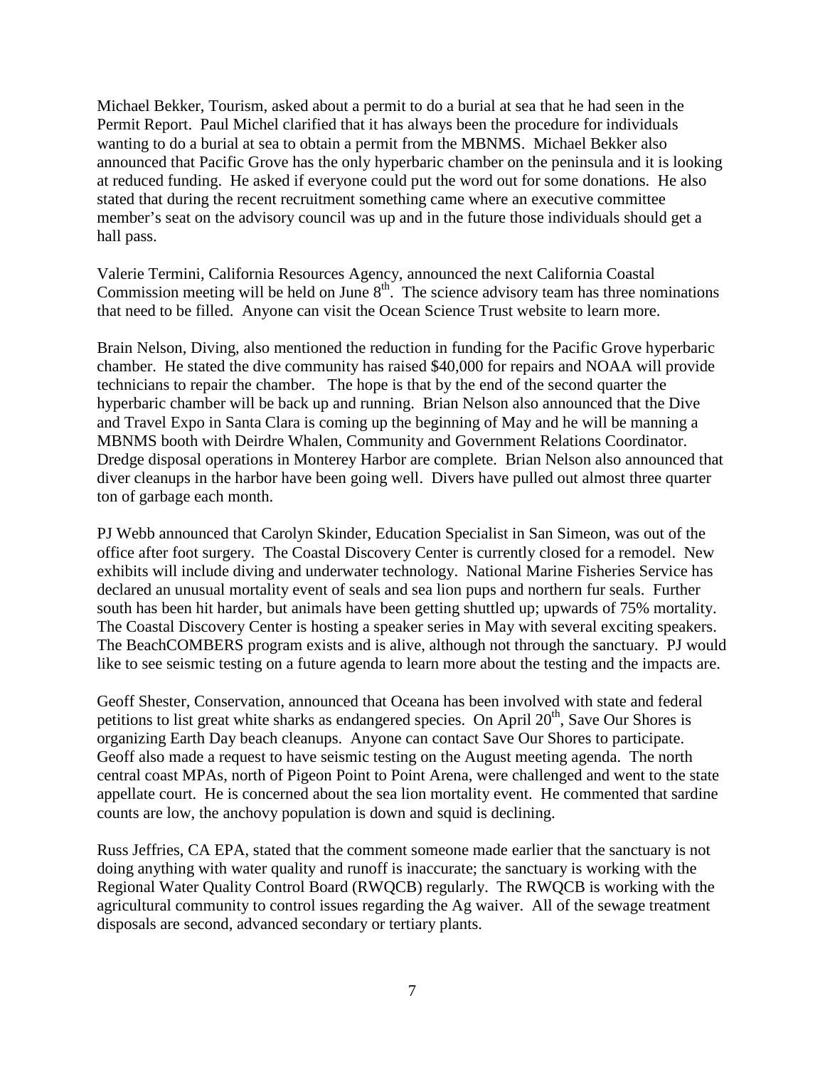Michael Bekker, Tourism, asked about a permit to do a burial at sea that he had seen in the Permit Report. Paul Michel clarified that it has always been the procedure for individuals wanting to do a burial at sea to obtain a permit from the MBNMS. Michael Bekker also announced that Pacific Grove has the only hyperbaric chamber on the peninsula and it is looking at reduced funding. He asked if everyone could put the word out for some donations. He also stated that during the recent recruitment something came where an executive committee member's seat on the advisory council was up and in the future those individuals should get a hall pass.

Valerie Termini, California Resources Agency, announced the next California Coastal Commission meeting will be held on June 8th. The science advisory team has three nominations that need to be filled. Anyone can visit the Ocean Science Trust website to learn more.

Brain Nelson, Diving, also mentioned the reduction in funding for the Pacific Grove hyperbaric chamber. He stated the dive community has raised $40,000 for repairs and NOAA will provide technicians to repair the chamber. The hope is that by the end of the second quarter the hyperbaric chamber will be back up and running. Brian Nelson also announced that the Dive and Travel Expo in Santa Clara is coming up the beginning of May and he will be manning a MBNMS booth with Deirdre Whalen, Community and Government Relations Coordinator. Dredge disposal operations in Monterey Harbor are complete. Brian Nelson also announced that diver cleanups in the harbor have been going well. Divers have pulled out almost three quarter ton of garbage each month.

PJ Webb announced that Carolyn Skinder, Education Specialist in San Simeon, was out of the office after foot surgery. The Coastal Discovery Center is currently closed for a remodel. New exhibits will include diving and underwater technology. National Marine Fisheries Service has declared an unusual mortality event of seals and sea lion pups and northern fur seals. Further south has been hit harder, but animals have been getting shuttled up; upwards of 75% mortality. The Coastal Discovery Center is hosting a speaker series in May with several exciting speakers. The BeachCOMBERS program exists and is alive, although not through the sanctuary. PJ would like to see seismic testing on a future agenda to learn more about the testing and the impacts are.

Geoff Shester, Conservation, announced that Oceana has been involved with state and federal petitions to list great white sharks as endangered species. On April 20th, Save Our Shores is organizing Earth Day beach cleanups. Anyone can contact Save Our Shores to participate. Geoff also made a request to have seismic testing on the August meeting agenda. The north central coast MPAs, north of Pigeon Point to Point Arena, were challenged and went to the state appellate court. He is concerned about the sea lion mortality event. He commented that sardine counts are low, the anchovy population is down and squid is declining.

Russ Jeffries, CA EPA, stated that the comment someone made earlier that the sanctuary is not doing anything with water quality and runoff is inaccurate; the sanctuary is working with the Regional Water Quality Control Board (RWQCB) regularly. The RWQCB is working with the agricultural community to control issues regarding the Ag waiver. All of the sewage treatment disposals are second, advanced secondary or tertiary plants.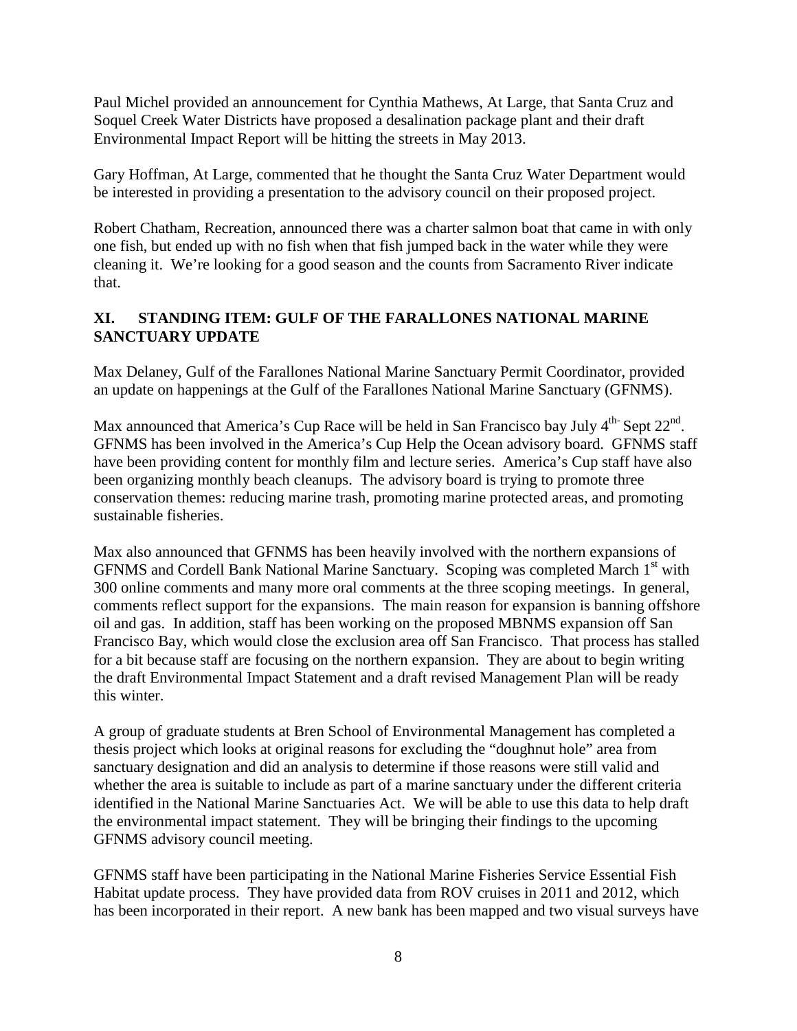Paul Michel provided an announcement for Cynthia Mathews, At Large, that Santa Cruz and Soquel Creek Water Districts have proposed a desalination package plant and their draft Environmental Impact Report will be hitting the streets in May 2013.

Gary Hoffman, At Large, commented that he thought the Santa Cruz Water Department would be interested in providing a presentation to the advisory council on their proposed project.

Robert Chatham, Recreation, announced there was a charter salmon boat that came in with only one fish, but ended up with no fish when that fish jumped back in the water while they were cleaning it. We're looking for a good season and the counts from Sacramento River indicate that.

## XI. STANDING ITEM: GULF OF THE FARALLONES NATIONAL MARINE SANCTUARY UPDATE

Max Delaney, Gulf of the Farallones National Marine Sanctuary Permit Coordinator, provided an update on happenings at the Gulf of the Farallones National Marine Sanctuary (GFNMS).

Max announced that America's Cup Race will be held in San Francisco bay July 4th- Sept 22nd. GFNMS has been involved in the America's Cup Help the Ocean advisory board. GFNMS staff have been providing content for monthly film and lecture series. America's Cup staff have also been organizing monthly beach cleanups. The advisory board is trying to promote three conservation themes: reducing marine trash, promoting marine protected areas, and promoting sustainable fisheries.

Max also announced that GFNMS has been heavily involved with the northern expansions of GFNMS and Cordell Bank National Marine Sanctuary. Scoping was completed March 1st with 300 online comments and many more oral comments at the three scoping meetings. In general, comments reflect support for the expansions. The main reason for expansion is banning offshore oil and gas. In addition, staff has been working on the proposed MBNMS expansion off San Francisco Bay, which would close the exclusion area off San Francisco. That process has stalled for a bit because staff are focusing on the northern expansion. They are about to begin writing the draft Environmental Impact Statement and a draft revised Management Plan will be ready this winter.

A group of graduate students at Bren School of Environmental Management has completed a thesis project which looks at original reasons for excluding the "doughnut hole" area from sanctuary designation and did an analysis to determine if those reasons were still valid and whether the area is suitable to include as part of a marine sanctuary under the different criteria identified in the National Marine Sanctuaries Act. We will be able to use this data to help draft the environmental impact statement. They will be bringing their findings to the upcoming GFNMS advisory council meeting.

GFNMS staff have been participating in the National Marine Fisheries Service Essential Fish Habitat update process. They have provided data from ROV cruises in 2011 and 2012, which has been incorporated in their report. A new bank has been mapped and two visual surveys have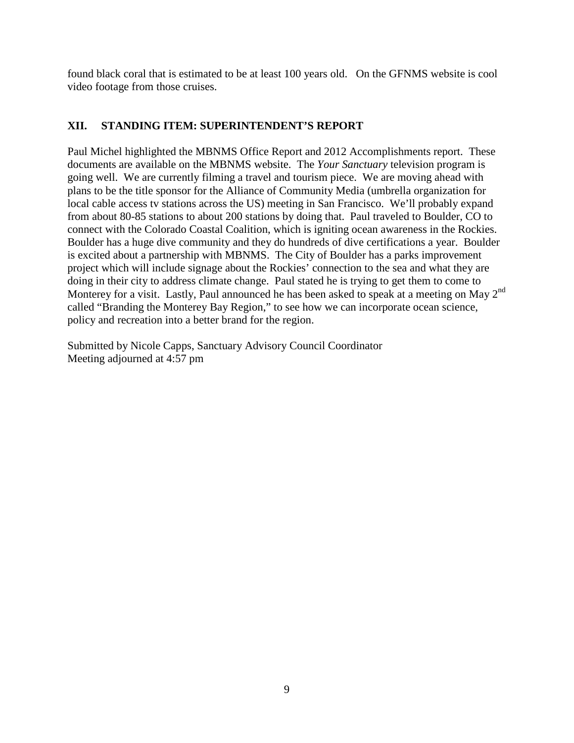found black coral that is estimated to be at least 100 years old. On the GFNMS website is cool video footage from those cruises.

## XII. STANDING ITEM: SUPERINTENDENT'S REPORT

Paul Michel highlighted the MBNMS Office Report and 2012 Accomplishments report. These documents are available on the MBNMS website. The *Your Sanctuary* television program is going well. We are currently filming a travel and tourism piece. We are moving ahead with plans to be the title sponsor for the Alliance of Community Media (umbrella organization for local cable access tv stations across the US) meeting in San Francisco. We'll probably expand from about 80-85 stations to about 200 stations by doing that. Paul traveled to Boulder, CO to connect with the Colorado Coastal Coalition, which is igniting ocean awareness in the Rockies. Boulder has a huge dive community and they do hundreds of dive certifications a year. Boulder is excited about a partnership with MBNMS. The City of Boulder has a parks improvement project which will include signage about the Rockies' connection to the sea and what they are doing in their city to address climate change. Paul stated he is trying to get them to come to Monterey for a visit. Lastly, Paul announced he has been asked to speak at a meeting on May 2nd called "Branding the Monterey Bay Region," to see how we can incorporate ocean science, policy and recreation into a better brand for the region.

Submitted by Nicole Capps, Sanctuary Advisory Council Coordinator
Meeting adjourned at 4:57 pm